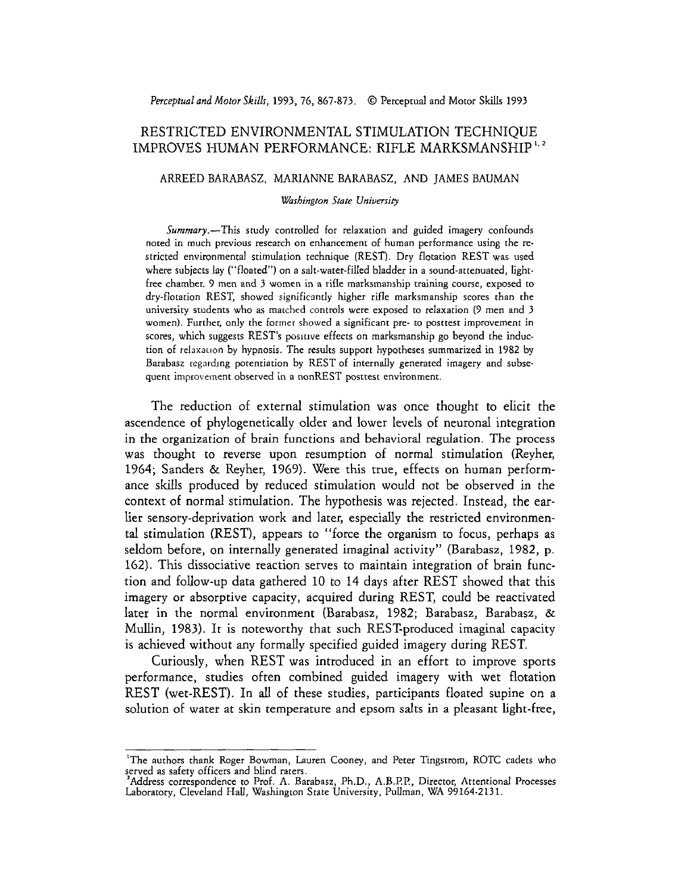*Perceptual and Motor Skills*, 1993, 76, 867-873. © Perceptual and Motor Skills 1993

# RESTRICTED ENVIRONMENTAL STIMULATION TECHNIQUE IMPROVES HUMAN PERFORMANCE: RIFLE MARKSMANSHIP [1, 2]

ARREED BARABASZ, MARIANNE BARABASZ, AND JAMES BAUMAN

*Washington State University*

*Summary*.—This study controlled for relaxation and guided imagery confounds noted in much previous research on enhancement of human performance using the restricted environmental stimulation technique (REST). Dry flotation REST was used where subjects lay ("floated") on a salt-water-filled bladder in a sound-attenuated, light-free chamber. 9 men and 3 women in a rifle marksmanship training course, exposed to dry-flotation REST, showed significantly higher rifle marksmanship scores than the university students who as matched controls were exposed to relaxation (9 men and 3 women). Further, only the former showed a significant pre- to posttest improvement in scores, which suggests REST's positive effects on marksmanship go beyond the induction of relaxation by hypnosis. The results support hypotheses summarized in 1982 by Barabasz regarding potentiation by REST of internally generated imagery and subsequent improvement observed in a nonREST posttest environment.

The reduction of external stimulation was once thought to elicit the ascendence of phylogenetically older and lower levels of neuronal integration in the organization of brain functions and behavioral regulation. The process was thought to reverse upon resumption of normal stimulation (Reyher, 1964; Sanders & Reyher, 1969). Were this true, effects on human performance skills produced by reduced stimulation would not be observed in the context of normal stimulation. The hypothesis was rejected. Instead, the earlier sensory-deprivation work and later, especially the restricted environmental stimulation (REST), appears to "force the organism to focus, perhaps as seldom before, on internally generated imaginal activity" (Barabasz, 1982, p. 162). This dissociative reaction serves to maintain integration of brain function and follow-up data gathered 10 to 14 days after REST showed that this imagery or absorptive capacity, acquired during REST, could be reactivated later in the normal environment (Barabasz, 1982; Barabasz, Barabasz, & Mullin, 1983). It is noteworthy that such REST-produced imaginal capacity is achieved without any formally specified guided imagery during REST.

Curiously, when REST was introduced in an effort to improve sports performance, studies often combined guided imagery with wet flotation REST (wet-REST). In all of these studies, participants floated supine on a solution of water at skin temperature and epsom salts in a pleasant light-free,

[1] The authors thank Roger Bowman, Lauren Cooney, and Peter Tingstrom, ROTC cadets who served as safety officers and blind raters.

[2] Address correspondence to Prof. A. Barabasz, Ph.D., A.B.P.P., Director, Attentional Processes Laboratory, Cleveland Hall, Washington State University, Pullman, WA 99164-2131.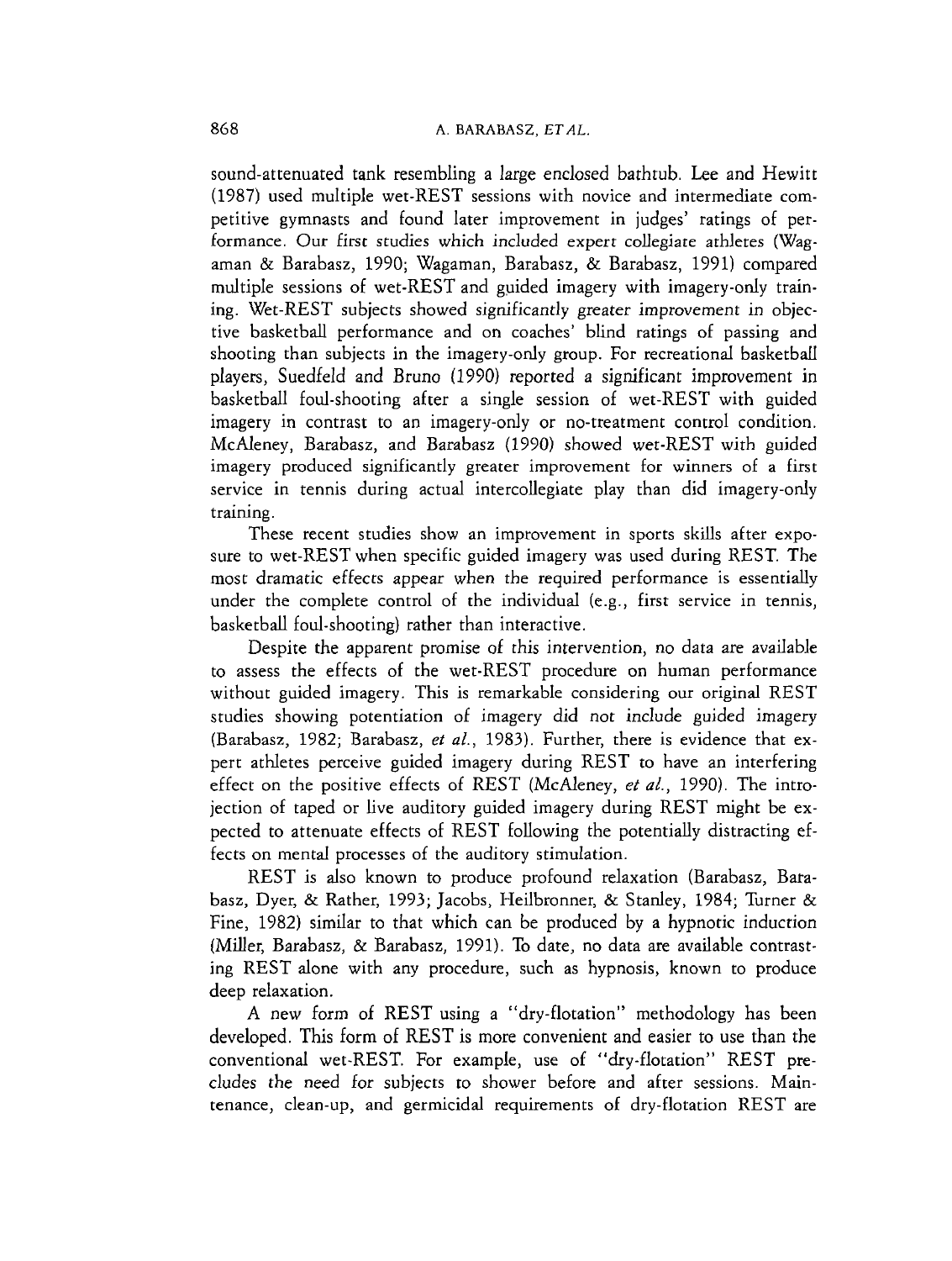sound-attenuated tank resembling a large enclosed bathtub. Lee and Hewitt (1987) used multiple wet-REST sessions with novice and intermediate competitive gymnasts and found later improvement in judges' ratings of performance. Our first studies which included expert collegiate athletes (Wagaman & Barabasz, 1990; Wagaman, Barabasz, & Barabasz, 1991) compared multiple sessions of wet-REST and guided imagery with imagery-only training. Wet-REST subjects showed significantly greater improvement in objective basketball performance and on coaches' blind ratings of passing and shooting than subjects in the imagery-only group. For recreational basketball players, Suedfeld and Bruno (1990) reported a significant improvement in basketball foul-shooting after a single session of wet-REST with guided imagery in contrast to an imagery-only or no-treatment control condition. McAleney, Barabasz, and Barabasz (1990) showed wet-REST with guided imagery produced significantly greater improvement for winners of a first service in tennis during actual intercollegiate play than did imagery-only training.

These recent studies show an improvement in sports skills after exposure to wet-REST when specific guided imagery was used during REST. The most dramatic effects appear when the required performance is essentially under the complete control of the individual (e.g., first service in tennis, basketball foul-shooting) rather than interactive.

Despite the apparent promise of this intervention, no data are available to assess the effects of the wet-REST procedure on human performance without guided imagery. This is remarkable considering our original REST studies showing potentiation of imagery did not include guided imagery (Barabasz, 1982; Barabasz, *et al.*, 1983). Further, there is evidence that expert athletes perceive guided imagery during REST to have an interfering effect on the positive effects of REST (McAleney, *et al.*, 1990). The introjection of taped or live auditory guided imagery during REST might be expected to attenuate effects of REST following the potentially distracting effects on mental processes of the auditory stimulation.

REST is also known to produce profound relaxation (Barabasz, Barabasz, Dyer, & Rather, 1993; Jacobs, Heilbronner, & Stanley, 1984; Turner & Fine, 1982) similar to that which can be produced by a hypnotic induction (Miller, Barabasz, & Barabasz, 1991). To date, no data are available contrasting REST alone with any procedure, such as hypnosis, known to produce deep relaxation.

A new form of REST using a "dry-flotation" methodology has been developed. This form of REST is more convenient and easier to use than the conventional wet-REST. For example, use of "dry-flotation" REST precludes the need for subjects to shower before and after sessions. Maintenance, clean-up, and germicidal requirements of dry-flotation REST are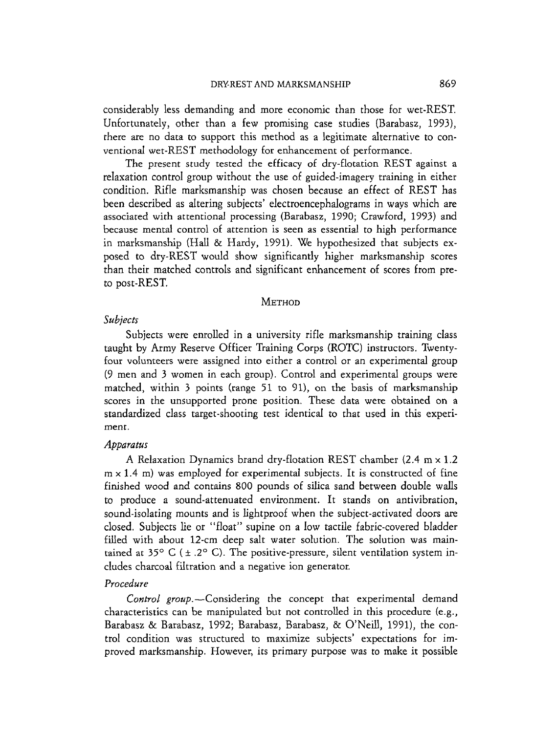considerably less demanding and more economic than those for wet-REST. Unfortunately, other than a few promising case studies (Barabasz, 1993), there are no data to support this method as a legitimate alternative to conventional wet-REST methodology for enhancement of performance.

The present study tested the efficacy of dry-flotation REST against a relaxation control group without the use of guided-imagery training in either condition. Rifle marksmanship was chosen because an effect of REST has been described as altering subjects' electroencephalograms in ways which are associated with attentional processing (Barabasz, 1990; Crawford, 1993) and because mental control of attention is seen as essential to high performance in marksmanship (Hall & Hardy, 1991). We hypothesized that subjects exposed to dry-REST would show significantly higher marksmanship scores than their matched controls and significant enhancement of scores from pre- to post-REST.

## METHOD

### *Subjects*

Subjects were enrolled in a university rifle marksmanship training class taught by Army Reserve Officer Training Corps (ROTC) instructors. Twenty-four volunteers were assigned into either a control or an experimental group (9 men and 3 women in each group). Control and experimental groups were matched, within 3 points (range 51 to 91), on the basis of marksmanship scores in the unsupported prone position. These data were obtained on a standardized class target-shooting test identical to that used in this experiment.

### *Apparatus*

A Relaxation Dynamics brand dry-flotation REST chamber (2.4 m × 1.2 m × 1.4 m) was employed for experimental subjects. It is constructed of fine finished wood and contains 800 pounds of silica sand between double walls to produce a sound-attenuated environment. It stands on antivibration, sound-isolating mounts and is lightproof when the subject-activated doors are closed. Subjects lie or "float" supine on a low tactile fabric-covered bladder filled with about 12-cm deep salt water solution. The solution was maintained at 35° C (± .2° C). The positive-pressure, silent ventilation system includes charcoal filtration and a negative ion generator.

### *Procedure*

*Control group.*—Considering the concept that experimental demand characteristics can be manipulated but not controlled in this procedure (e.g., Barabasz & Barabasz, 1992; Barabasz, Barabasz, & O'Neill, 1991), the control condition was structured to maximize subjects' expectations for improved marksmanship. However, its primary purpose was to make it possible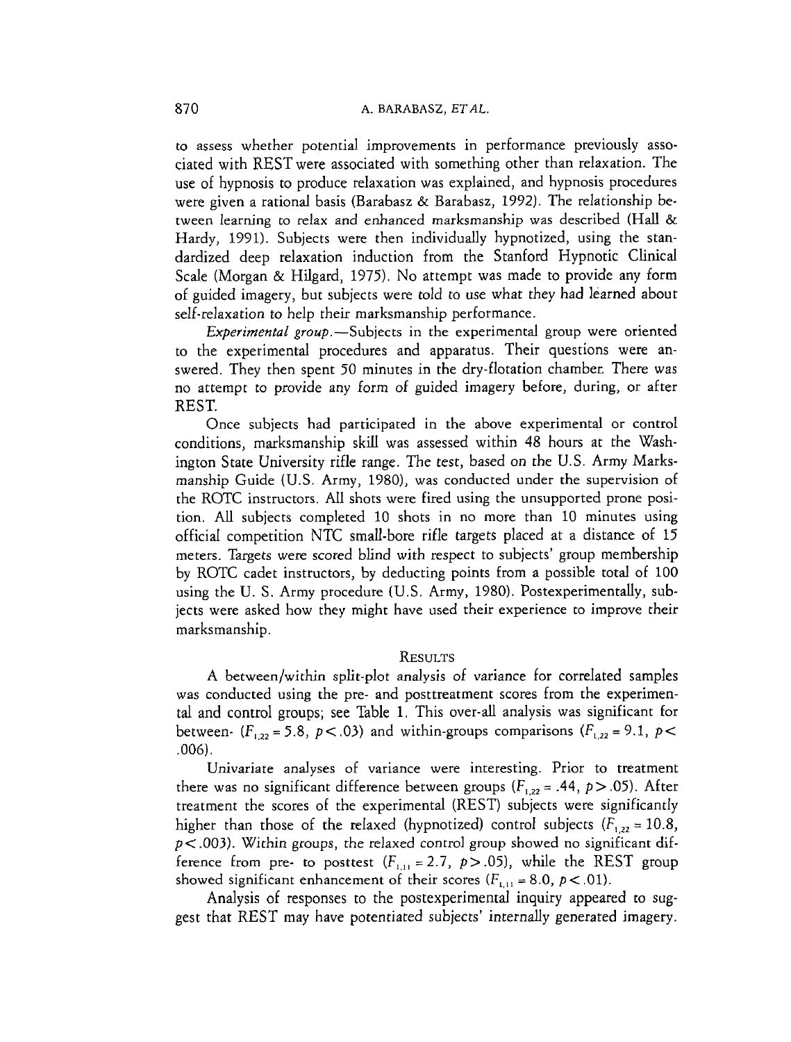to assess whether potential improvements in performance previously associated with REST were associated with something other than relaxation. The use of hypnosis to produce relaxation was explained, and hypnosis procedures were given a rational basis (Barabasz & Barabasz, 1992). The relationship between learning to relax and enhanced marksmanship was described (Hall & Hardy, 1991). Subjects were then individually hypnotized, using the standardized deep relaxation induction from the Stanford Hypnotic Clinical Scale (Morgan & Hilgard, 1975). No attempt was made to provide any form of guided imagery, but subjects were told to use what they had learned about self-relaxation to help their marksmanship performance.

*Experimental group.*—Subjects in the experimental group were oriented to the experimental procedures and apparatus. Their questions were answered. They then spent 50 minutes in the dry-flotation chamber. There was no attempt to provide any form of guided imagery before, during, or after REST.

Once subjects had participated in the above experimental or control conditions, marksmanship skill was assessed within 48 hours at the Washington State University rifle range. The test, based on the U.S. Army Marksmanship Guide (U.S. Army, 1980), was conducted under the supervision of the ROTC instructors. All shots were fired using the unsupported prone position. All subjects completed 10 shots in no more than 10 minutes using official competition NTC small-bore rifle targets placed at a distance of 15 meters. Targets were scored blind with respect to subjects' group membership by ROTC cadet instructors, by deducting points from a possible total of 100 using the U. S. Army procedure (U.S. Army, 1980). Postexperimentally, subjects were asked how they might have used their experience to improve their marksmanship.

## Results

A between/within split-plot analysis of variance for correlated samples was conducted using the pre- and posttreatment scores from the experimental and control groups; see Table 1. This over-all analysis was significant for between- ($F_{1,22} = 5.8$, $p < .03$) and within-groups comparisons ($F_{1,22} = 9.1$, $p < .006$).

Univariate analyses of variance were interesting. Prior to treatment there was no significant difference between groups ($F_{1,22} = .44$, $p > .05$). After treatment the scores of the experimental (REST) subjects were significantly higher than those of the relaxed (hypnotized) control subjects ($F_{1,22} = 10.8$, $p < .003$). Within groups, the relaxed control group showed no significant difference from pre- to posttest ($F_{1,11} = 2.7$, $p > .05$), while the REST group showed significant enhancement of their scores ($F_{1,11} = 8.0$, $p < .01$).

Analysis of responses to the postexperimental inquiry appeared to suggest that REST may have potentiated subjects' internally generated imagery.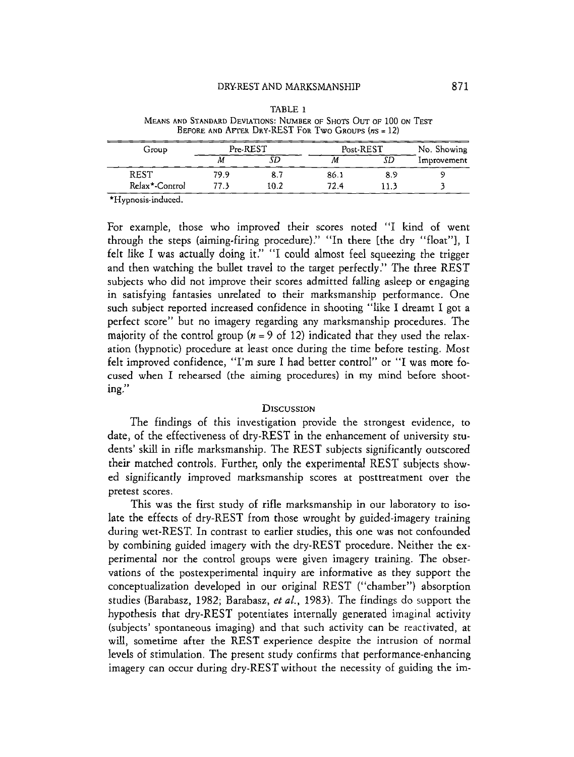TABLE 1
MEANS AND STANDARD DEVIATIONS: NUMBER OF SHOTS OUT OF 100 ON TEST BEFORE AND AFTER DRY-REST FOR TWO GROUPS ($ns = 12$)

| Group | Pre-REST | | Post-REST | | No. Showing |
|---|---|---|---|---|---|
| | *M* | *SD* | *M* | *SD* | Improvement |
| REST | 79.9 | 8.7 | 86.1 | 8.9 | 9 |
| Relax*-Control | 77.3 | 10.2 | 72.4 | 11.3 | 3 |

*Hypnosis-induced.

For example, those who improved their scores noted "I kind of went through the steps (aiming-firing procedure)." "In there [the dry "float"], I felt like I was actually doing it." "I could almost feel squeezing the trigger and then watching the bullet travel to the target perfectly." The three REST subjects who did not improve their scores admitted falling asleep or engaging in satisfying fantasies unrelated to their marksmanship performance. One such subject reported increased confidence in shooting "like I dreamt I got a perfect score" but no imagery regarding any marksmanship procedures. The majority of the control group ($n = 9$ of 12) indicated that they used the relaxation (hypnotic) procedure at least once during the time before testing. Most felt improved confidence, "I'm sure I had better control" or "I was more focused when I rehearsed (the aiming procedures) in my mind before shooting."

## DISCUSSION

The findings of this investigation provide the strongest evidence, to date, of the effectiveness of dry-REST in the enhancement of university students' skill in rifle marksmanship. The REST subjects significantly outscored their matched controls. Further, only the experimental REST subjects showed significantly improved marksmanship scores at posttreatment over the pretest scores.

This was the first study of rifle marksmanship in our laboratory to isolate the effects of dry-REST from those wrought by guided-imagery training during wet-REST. In contrast to earlier studies, this one was not confounded by combining guided imagery with the dry-REST procedure. Neither the experimental nor the control groups were given imagery training. The observations of the postexperimental inquiry are informative as they support the conceptualization developed in our original REST ("chamber") absorption studies (Barabasz, 1982; Barabasz, *et al.*, 1983). The findings do support the hypothesis that dry-REST potentiates internally generated imaginal activity (subjects' spontaneous imaging) and that such activity can be reactivated, at will, sometime after the REST experience despite the intrusion of normal levels of stimulation. The present study confirms that performance-enhancing imagery can occur during dry-REST without the necessity of guiding the im-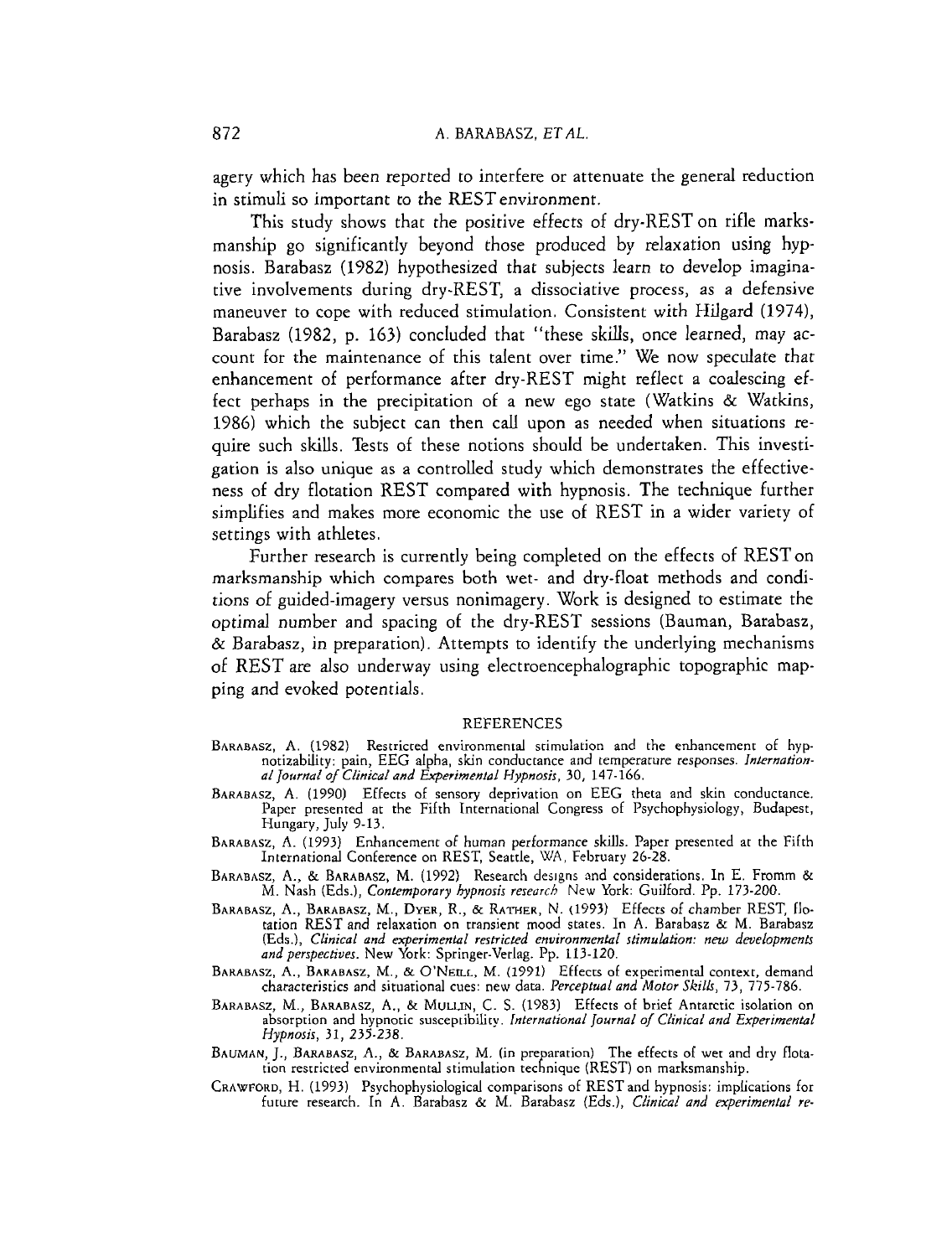agery which has been reported to interfere or attenuate the general reduction in stimuli so important to the REST environment.

This study shows that the positive effects of dry-REST on rifle marksmanship go significantly beyond those produced by relaxation using hypnosis. Barabasz (1982) hypothesized that subjects learn to develop imaginative involvements during dry-REST, a dissociative process, as a defensive maneuver to cope with reduced stimulation. Consistent with Hilgard (1974), Barabasz (1982, p. 163) concluded that "these skills, once learned, may account for the maintenance of this talent over time." We now speculate that enhancement of performance after dry-REST might reflect a coalescing effect perhaps in the precipitation of a new ego state (Watkins & Watkins, 1986) which the subject can then call upon as needed when situations require such skills. Tests of these notions should be undertaken. This investigation is also unique as a controlled study which demonstrates the effectiveness of dry flotation REST compared with hypnosis. The technique further simplifies and makes more economic the use of REST in a wider variety of settings with athletes.

Further research is currently being completed on the effects of REST on marksmanship which compares both wet- and dry-float methods and conditions of guided-imagery versus nonimagery. Work is designed to estimate the optimal number and spacing of the dry-REST sessions (Bauman, Barabasz, & Barabasz, in preparation). Attempts to identify the underlying mechanisms of REST are also underway using electroencephalographic topographic mapping and evoked potentials.

## REFERENCES

BARABASZ, A. (1982) Restricted environmental stimulation and the enhancement of hypnotizability: pain, EEG alpha, skin conductance and temperature responses. *International Journal of Clinical and Experimental Hypnosis*, 30, 147-166.

BARABASZ, A. (1990) Effects of sensory deprivation on EEG theta and skin conductance. Paper presented at the Fifth International Congress of Psychophysiology, Budapest, Hungary, July 9-13.

BARABASZ, A. (1993) Enhancement of human performance skills. Paper presented at the Fifth International Conference on REST, Seattle, WA, February 26-28.

BARABASZ, A., & BARABASZ, M. (1992) Research designs and considerations. In E. Fromm & M. Nash (Eds.), *Contemporary hypnosis research* New York: Guilford. Pp. 173-200.

BARABASZ, A., BARABASZ, M., DYER, R., & RATHER, N. (1993) Effects of chamber REST, flotation REST and relaxation on transient mood states. In A. Barabasz & M. Barabasz (Eds.), *Clinical and experimental restricted environmental stimulation: new developments and perspectives*. New York: Springer-Verlag. Pp. 113-120.

BARABASZ, A., BARABASZ, M., & O'NEILL, M. (1991) Effects of experimental context, demand characteristics and situational cues: new data. *Perceptual and Motor Skills*, 73, 775-786.

BARABASZ, M., BARABASZ, A., & MULLIN, C. S. (1983) Effects of brief Antarctic isolation on absorption and hypnotic susceptibility. *International Journal of Clinical and Experimental Hypnosis*, 31, 235-238.

BAUMAN, J., BARABASZ, A., & BARABASZ, M. (in preparation) The effects of wet and dry flotation restricted environmental stimulation technique (REST) on marksmanship.

CRAWFORD, H. (1993) Psychophysiological comparisons of REST and hypnosis: implications for future research. In A. Barabasz & M. Barabasz (Eds.), *Clinical and experimental re-*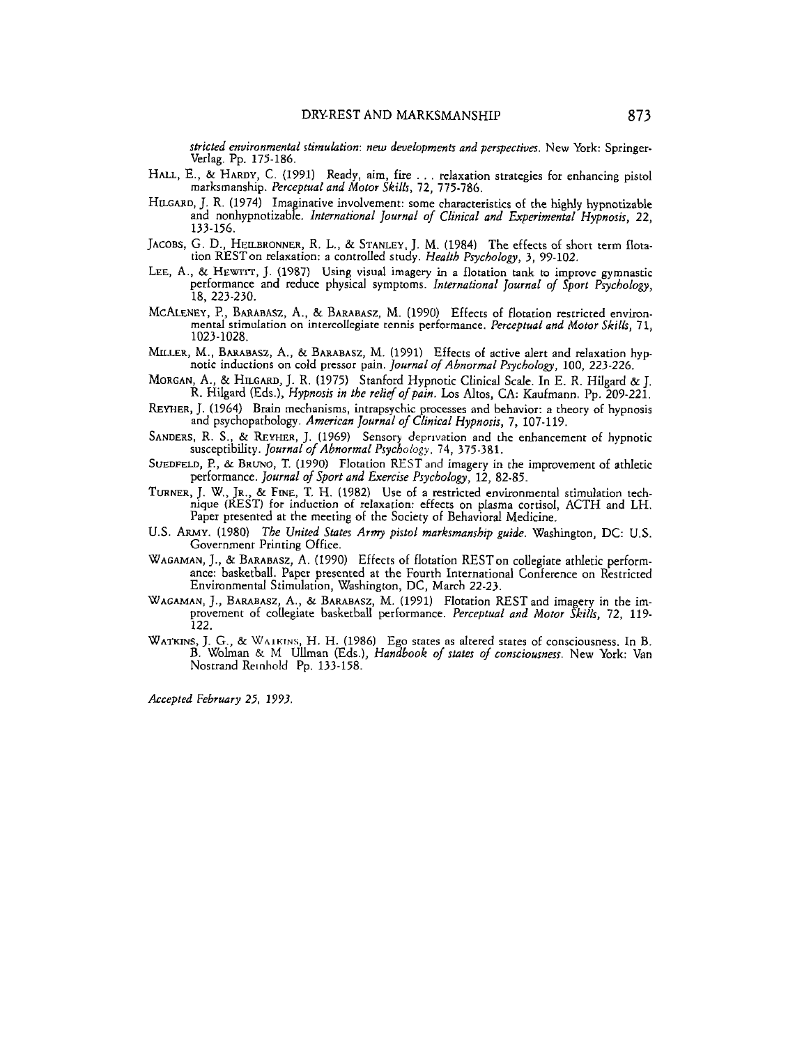*stricted environmental stimulation: new developments and perspectives*. New York: Springer-Verlag. Pp. 175-186.

HALL, E., & HARDY, C. (1991) Ready, aim, fire . . . relaxation strategies for enhancing pistol marksmanship. *Perceptual and Motor Skills*, 72, 775-786.

HILGARD, J. R. (1974) Imaginative involvement: some characteristics of the highly hypnotizable and nonhypnotizable. *International Journal of Clinical and Experimental Hypnosis*, 22, 133-156.

JACOBS, G. D., HEILBRONNER, R. L., & STANLEY, J. M. (1984) The effects of short term flotation REST on relaxation: a controlled study. *Health Psychology*, 3, 99-102.

LEE, A., & HEWITT, J. (1987) Using visual imagery in a flotation tank to improve gymnastic performance and reduce physical symptoms. *International Journal of Sport Psychology*, 18, 223-230.

MCALENEY, P., BARABASZ, A., & BARABASZ, M. (1990) Effects of flotation restricted environmental stimulation on intercollegiate tennis performance. *Perceptual and Motor Skills*, 71, 1023-1028.

MILLER, M., BARABASZ, A., & BARABASZ, M. (1991) Effects of active alert and relaxation hypnotic inductions on cold pressor pain. *Journal of Abnormal Psychology*, 100, 223-226.

MORGAN, A., & HILGARD, J. R. (1975) Stanford Hypnotic Clinical Scale. In E. R. Hilgard & J. R. Hilgard (Eds.), *Hypnosis in the relief of pain*. Los Altos, CA: Kaufmann. Pp. 209-221.

REYHER, J. (1964) Brain mechanisms, intrapsychic processes and behavior: a theory of hypnosis and psychopathology. *American Journal of Clinical Hypnosis*, 7, 107-119.

SANDERS, R. S., & REYHER, J. (1969) Sensory deprivation and the enhancement of hypnotic susceptibility. *Journal of Abnormal Psychology*, 74, 375-381.

SUEDFELD, P., & BRUNO, T. (1990) Flotation REST and imagery in the improvement of athletic performance. *Journal of Sport and Exercise Psychology*, 12, 82-85.

TURNER, J. W., JR., & FINE, T. H. (1982) Use of a restricted environmental stimulation technique (REST) for induction of relaxation: effects on plasma cortisol, ACTH and LH. Paper presented at the meeting of the Society of Behavioral Medicine.

U.S. ARMY. (1980) *The United States Army pistol marksmanship guide*. Washington, DC: U.S. Government Printing Office.

WAGAMAN, J., & BARABASZ, A. (1990) Effects of flotation REST on collegiate athletic performance: basketball. Paper presented at the Fourth International Conference on Restricted Environmental Stimulation, Washington, DC, March 22-23.

WAGAMAN, J., BARABASZ, A., & BARABASZ, M. (1991) Flotation REST and imagery in the improvement of collegiate basketball performance. *Perceptual and Motor Skills*, 72, 119-122.

WATKINS, J. G., & WATKINS, H. H. (1986) Ego states as altered states of consciousness. In B. B. Wolman & M. Ullman (Eds.), *Handbook of states of consciousness*. New York: Van Nostrand Reinhold. Pp. 133-158.

*Accepted February 25, 1993.*